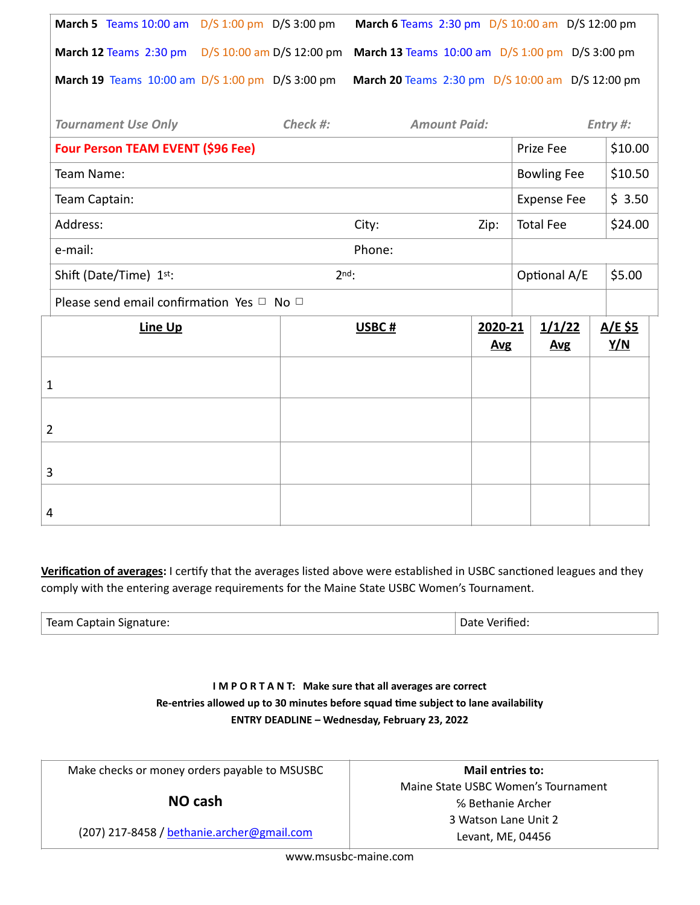| | | | | | |
|---|---|---|---|---|---|
| **March 5** Teams 10:00 am | D/S 1:00 pm | D/S 3:00 pm | **March 6** Teams 2:30 pm | D/S 10:00 am | D/S 12:00 pm |
| **March 12** Teams 2:30 pm | D/S 10:00 am | D/S 12:00 pm | **March 13** Teams 10:00 am | D/S 1:00 pm | D/S 3:00 pm |
| **March 19** Teams 10:00 am | D/S 1:00 pm | D/S 3:00 pm | **March 20** Teams 2:30 pm | D/S 10:00 am | D/S 12:00 pm |

*Tournament Use Only* *Check #:* *Amount Paid:* *Entry #:*

| **Four Person TEAM EVENT ($96 Fee)** | | | Prize Fee | $10.00 |
|---|---|---|---|---|
| Team Name: | | | Bowling Fee | $10.50 |
| Team Captain: | | | Expense Fee | $ 3.50 |
| Address: | City: | Zip: | Total Fee | $24.00 |
| e-mail: | Phone: | | | |
| Shift (Date/Time) 1st: | 2nd: | | Optional A/E | $5.00 |
| Please send email confirmation Yes ☐ No ☐ | | | | |

| **Line Up** | **USBC #** | **2020-21 Avg** | **1/1/22 Avg** | **A/E $5 Y/N** |
|---|---|---|---|---|
| 1 | | | | |
| 2 | | | | |
| 3 | | | | |
| 4 | | | | |

**Verification of averages:** I certify that the averages listed above were established in USBC sanctioned leagues and they comply with the entering average requirements for the Maine State USBC Women's Tournament.

| Team Captain Signature: | Date Verified: |
|---|---|

**I M P O R T A N T: Make sure that all averages are correct**
**Re-entries allowed up to 30 minutes before squad time subject to lane availability**
**ENTRY DEADLINE – Wednesday, February 23, 2022**

| Make checks or money orders payable to MSUSBC<br><br>**NO cash**<br><br>(207) 217-8458 / bethanie.archer@gmail.com | **Mail entries to:**<br>Maine State USBC Women's Tournament<br>% Bethanie Archer<br>3 Watson Lane Unit 2<br>Levant, ME, 04456 |
|---|---|

www.msusbc-maine.com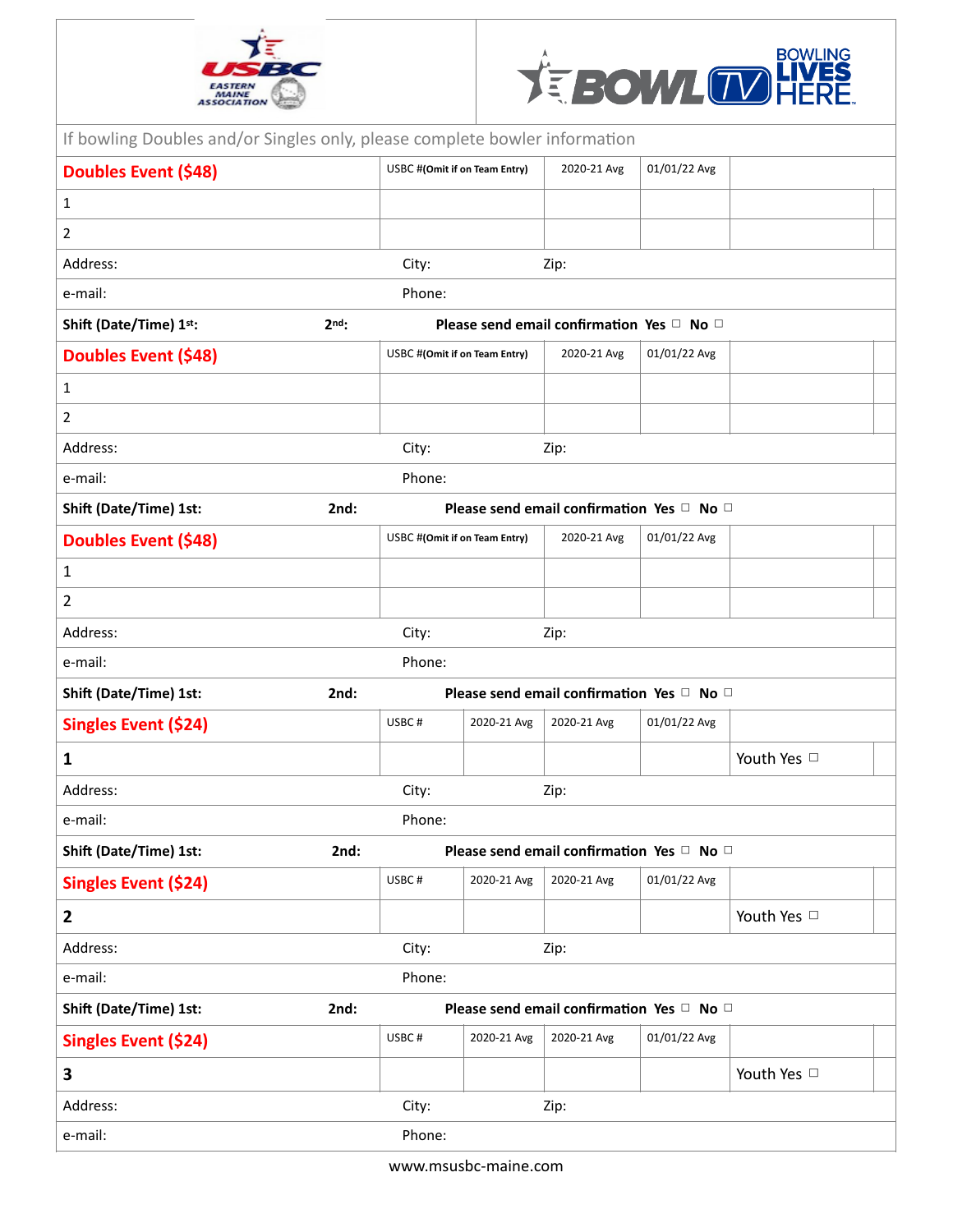If bowling Doubles and/or Singles only, please complete bowler information

| Doubles Event ($48) | USBC #(Omit if on Team Entry) | 2020-21 Avg | 01/01/22 Avg | | |
|---|---|---|---|---|---|
| 1 | | | | | |
| 2 | | | | | |

Address: City: Zip:

e-mail: Phone:

**Shift (Date/Time) 1st: 2nd: Please send email confirmation Yes ☐ No ☐**

| Doubles Event ($48) | USBC #(Omit if on Team Entry) | 2020-21 Avg | 01/01/22 Avg | | |
|---|---|---|---|---|---|
| 1 | | | | | |
| 2 | | | | | |

Address: City: Zip:

e-mail: Phone:

**Shift (Date/Time) 1st: 2nd: Please send email confirmation Yes ☐ No ☐**

| Doubles Event ($48) | USBC #(Omit if on Team Entry) | 2020-21 Avg | 01/01/22 Avg | | |
|---|---|---|---|---|---|
| 1 | | | | | |
| 2 | | | | | |

Address: City: Zip:

e-mail: Phone:

**Shift (Date/Time) 1st: 2nd: Please send email confirmation Yes ☐ No ☐**

| Singles Event ($24) | USBC # | 2020-21 Avg | 2020-21 Avg | 01/01/22 Avg | | |
|---|---|---|---|---|---|---|
| **1** | | | | | Youth Yes ☐ | |

Address: City: Zip:

e-mail: Phone:

**Shift (Date/Time) 1st: 2nd: Please send email confirmation Yes ☐ No ☐**

| Singles Event ($24) | USBC # | 2020-21 Avg | 2020-21 Avg | 01/01/22 Avg | | |
|---|---|---|---|---|---|---|
| **2** | | | | | Youth Yes ☐ | |

Address: City: Zip:

e-mail: Phone:

**Shift (Date/Time) 1st: 2nd: Please send email confirmation Yes ☐ No ☐**

| Singles Event ($24) | USBC # | 2020-21 Avg | 2020-21 Avg | 01/01/22 Avg | | |
|---|---|---|---|---|---|---|
| **3** | | | | | Youth Yes ☐ | |

Address: City: Zip:

e-mail: Phone:

www.msusbc-maine.com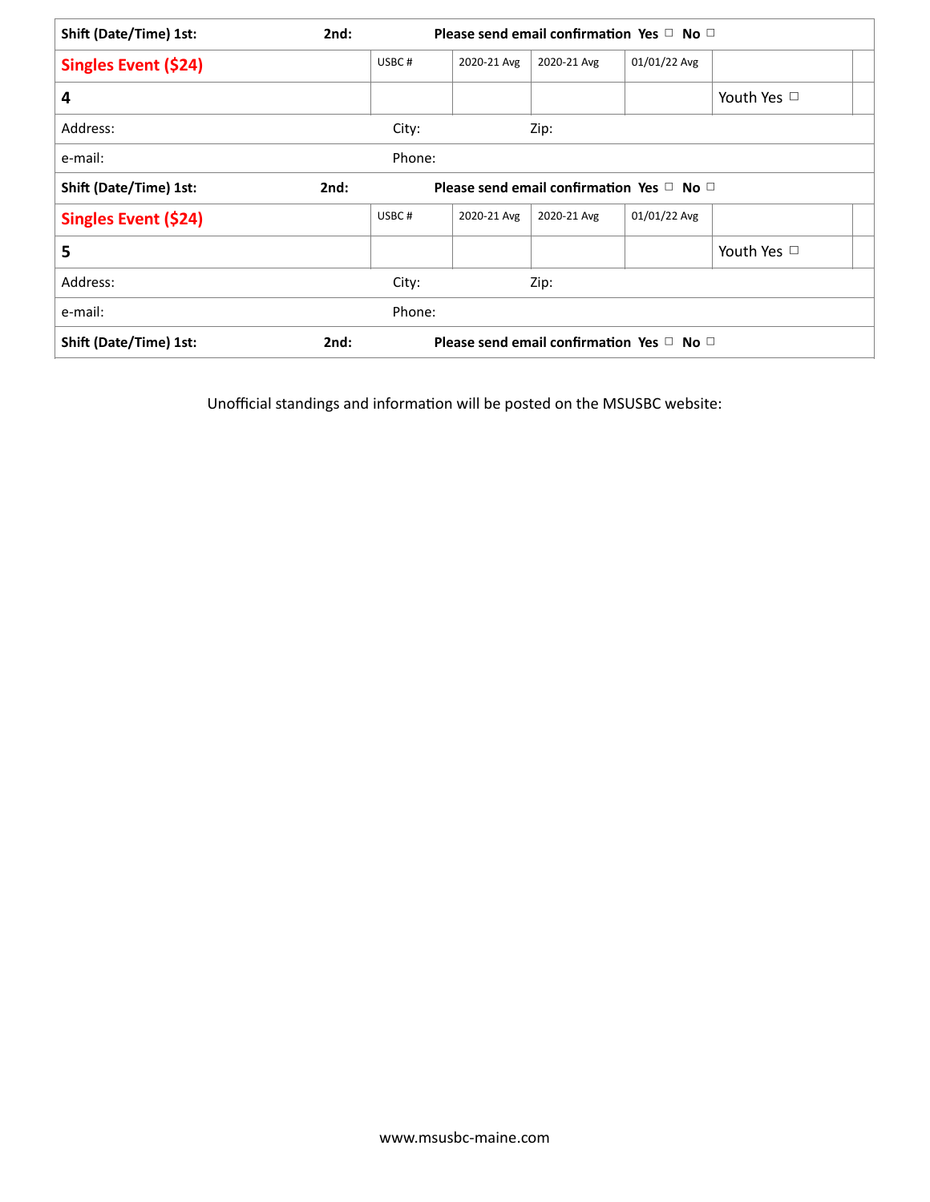| | | | | | | |
|---|---|---|---|---|---|---|
| **Shift (Date/Time) 1st:** | **2nd:** | **Please send email confirmation Yes ☐ No ☐** | | | | |
| **Singles Event ($24)** | USBC # | 2020-21 Avg | 2020-21 Avg | 01/01/22 Avg | | |
| **4** | | | | | Youth Yes ☐ | |
| Address: | City: | Zip: | | | | |
| e-mail: | Phone: | | | | | |
| **Shift (Date/Time) 1st:** | **2nd:** | **Please send email confirmation Yes ☐ No ☐** | | | | |
| **Singles Event ($24)** | USBC # | 2020-21 Avg | 2020-21 Avg | 01/01/22 Avg | | |
| **5** | | | | | Youth Yes ☐ | |
| Address: | City: | Zip: | | | | |
| e-mail: | Phone: | | | | | |
| **Shift (Date/Time) 1st:** | **2nd:** | **Please send email confirmation Yes ☐ No ☐** | | | | |

Unofficial standings and information will be posted on the MSUSBC website:

www.msusbc-maine.com